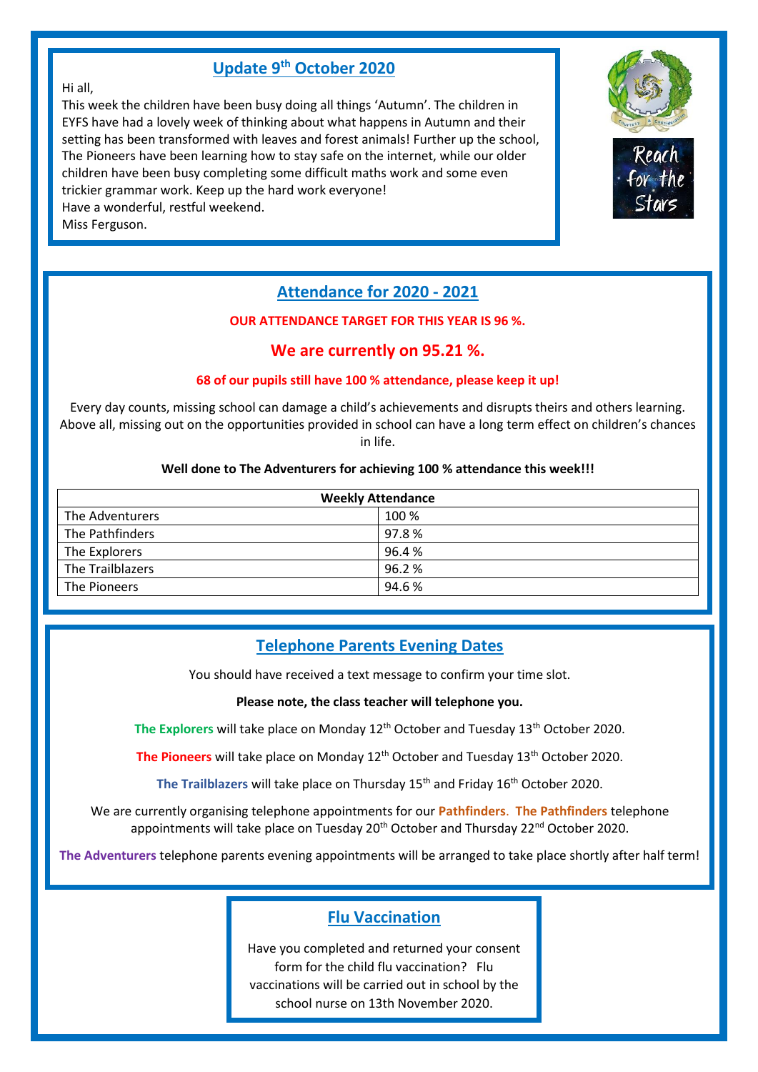## Update 9th October 2020

Hi all,

This week the children have been busy doing all things 'Autumn'. The children in EYFS have had a lovely week of thinking about what happens in Autumn and their setting has been transformed with leaves and forest animals! Further up the school, The Pioneers have been learning how to stay safe on the internet, while our older children have been busy completing some difficult maths work and some even trickier grammar work. Keep up the hard work everyone!

Have a wonderful, restful weekend.

Miss Ferguson.

Reach for the Stars

## Attendance for 2020 - 2021

**OUR ATTENDANCE TARGET FOR THIS YEAR IS 96 %.**

**We are currently on 95.21 %.**

**68 of our pupils still have 100 % attendance, please keep it up!**

Every day counts, missing school can damage a child's achievements and disrupts theirs and others learning. Above all, missing out on the opportunities provided in school can have a long term effect on children's chances in life.

**Well done to The Adventurers for achieving 100 % attendance this week!!!**

| Weekly Attendance | |
|---|---|
| The Adventurers | 100 % |
| The Pathfinders | 97.8 % |
| The Explorers | 96.4 % |
| The Trailblazers | 96.2 % |
| The Pioneers | 94.6 % |

## Telephone Parents Evening Dates

You should have received a text message to confirm your time slot.

**Please note, the class teacher will telephone you.**

**The Explorers** will take place on Monday 12th October and Tuesday 13th October 2020.

**The Pioneers** will take place on Monday 12th October and Tuesday 13th October 2020.

**The Trailblazers** will take place on Thursday 15th and Friday 16th October 2020.

We are currently organising telephone appointments for our **Pathfinders**. **The Pathfinders** telephone appointments will take place on Tuesday 20th October and Thursday 22nd October 2020.

**The Adventurers** telephone parents evening appointments will be arranged to take place shortly after half term!

## Flu Vaccination

Have you completed and returned your consent form for the child flu vaccination? Flu vaccinations will be carried out in school by the school nurse on 13th November 2020.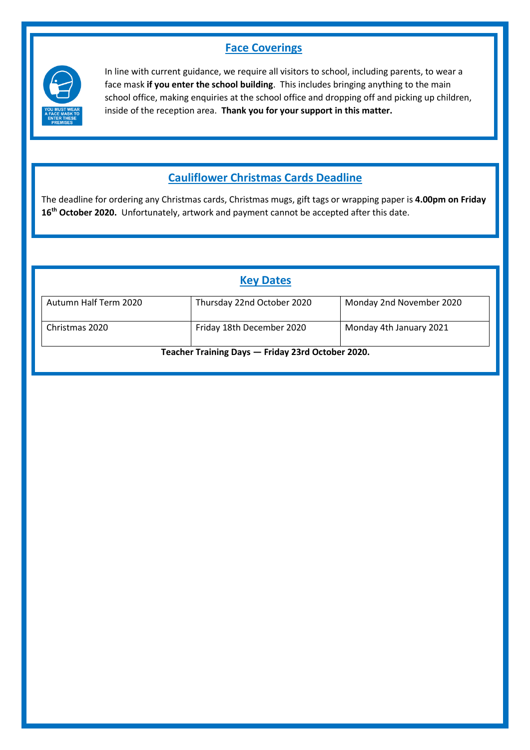## Face Coverings

In line with current guidance, we require all visitors to school, including parents, to wear a face mask **if you enter the school building**. This includes bringing anything to the main school office, making enquiries at the school office and dropping off and picking up children, inside of the reception area. **Thank you for your support in this matter.**

## Cauliflower Christmas Cards Deadline

The deadline for ordering any Christmas cards, Christmas mugs, gift tags or wrapping paper is **4.00pm on Friday 16th October 2020.** Unfortunately, artwork and payment cannot be accepted after this date.

## Key Dates

| | | |
|---|---|---|
| Autumn Half Term 2020 | Thursday 22nd October 2020 | Monday 2nd November 2020 |
| Christmas 2020 | Friday 18th December 2020 | Monday 4th January 2021 |

**Teacher Training Days — Friday 23rd October 2020.**